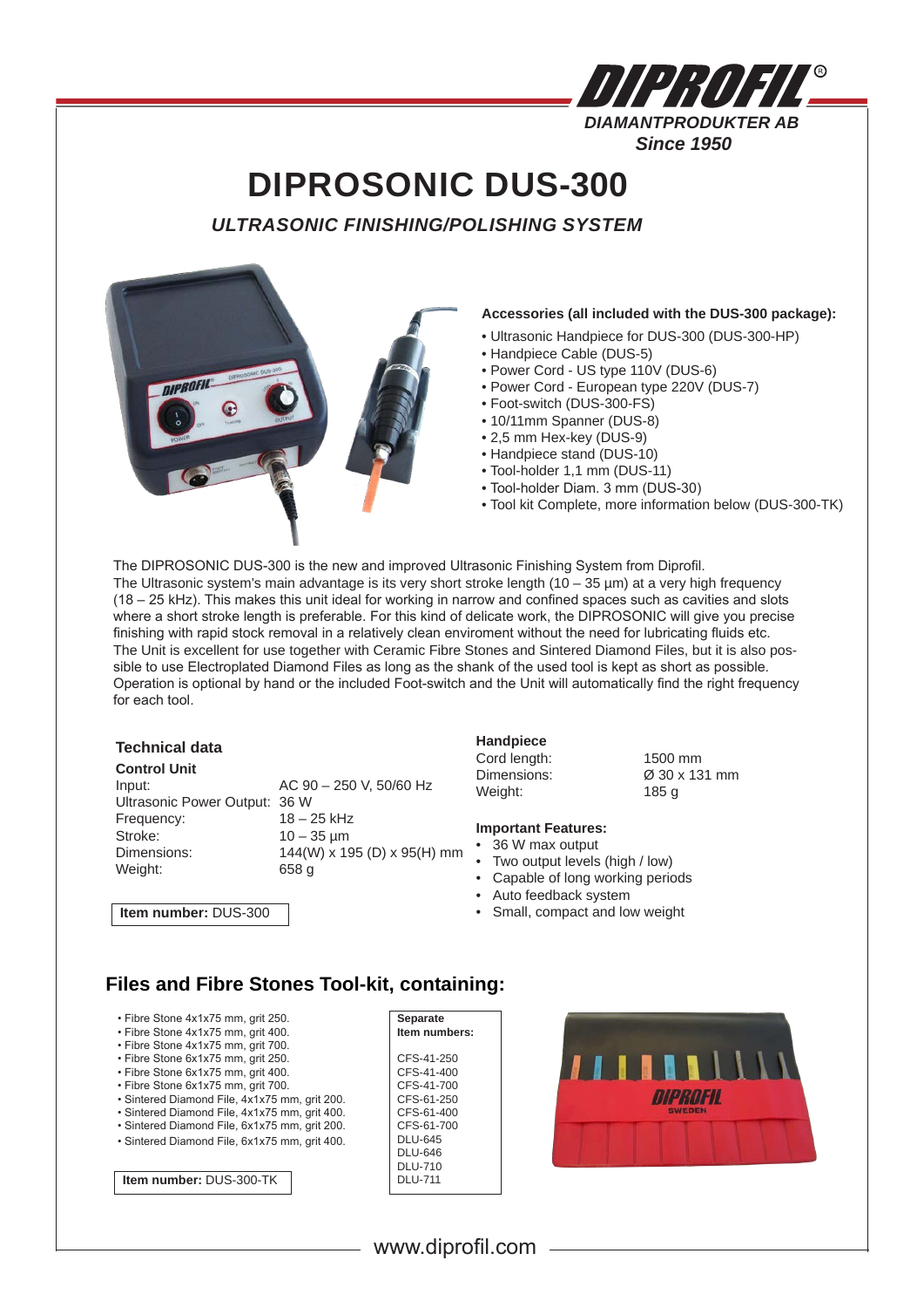DIPROFIL®
*DIAMANTPRODUKTER AB*
***Since 1950***

# DIPROSONIC DUS-300

## *ULTRASONIC FINISHING/POLISHING SYSTEM*

**Accessories (all included with the DUS-300 package):**

- Ultrasonic Handpiece for DUS-300 (DUS-300-HP)
- Handpiece Cable (DUS-5)
- Power Cord - US type 110V (DUS-6)
- Power Cord - European type 220V (DUS-7)
- Foot-switch (DUS-300-FS)
- 10/11mm Spanner (DUS-8)
- 2,5 mm Hex-key (DUS-9)
- Handpiece stand (DUS-10)
- Tool-holder 1,1 mm (DUS-11)
- Tool-holder Diam. 3 mm (DUS-30)
- Tool kit Complete, more information below (DUS-300-TK)

The DIPROSONIC DUS-300 is the new and improved Ultrasonic Finishing System from Diprofil.
The Ultrasonic system's main advantage is its very short stroke length (10 – 35 µm) at a very high frequency (18 – 25 kHz). This makes this unit ideal for working in narrow and confined spaces such as cavities and slots where a short stroke length is preferable. For this kind of delicate work, the DIPROSONIC will give you precise finishing with rapid stock removal in a relatively clean enviroment without the need for lubricating fluids etc.
The Unit is excellent for use together with Ceramic Fibre Stones and Sintered Diamond Files, but it is also possible to use Electroplated Diamond Files as long as the shank of the used tool is kept as short as possible.
Operation is optional by hand or the included Foot-switch and the Unit will automatically find the right frequency for each tool.

### Technical data

**Control Unit**

| | |
|---|---|
| Input: | AC 90 – 250 V, 50/60 Hz |
| Ultrasonic Power Output: | 36 W |
| Frequency: | 18 – 25 kHz |
| Stroke: | 10 – 35 µm |
| Dimensions: | 144(W) x 195 (D) x 95(H) mm |
| Weight: | 658 g |

**Item number:** DUS-300

**Handpiece**

| | |
|---|---|
| Cord length: | 1500 mm |
| Dimensions: | Ø 30 x 131 mm |
| Weight: | 185 g |

**Important Features:**

- 36 W max output
- Two output levels (high / low)
- Capable of long working periods
- Auto feedback system
- Small, compact and low weight

## Files and Fibre Stones Tool-kit, containing:

| Content | Separate Item numbers: |
|---|---|
| Fibre Stone 4x1x75 mm, grit 250. | CFS-41-250 |
| Fibre Stone 4x1x75 mm, grit 400. | CFS-41-400 |
| Fibre Stone 4x1x75 mm, grit 700. | CFS-41-700 |
| Fibre Stone 6x1x75 mm, grit 250. | CFS-61-250 |
| Fibre Stone 6x1x75 mm, grit 400. | CFS-61-400 |
| Fibre Stone 6x1x75 mm, grit 700. | CFS-61-700 |
| Sintered Diamond File, 4x1x75 mm, grit 200. | DLU-645 |
| Sintered Diamond File, 4x1x75 mm, grit 400. | DLU-646 |
| Sintered Diamond File, 6x1x75 mm, grit 200. | DLU-710 |
| Sintered Diamond File, 6x1x75 mm, grit 400. | DLU-711 |

**Item number:** DUS-300-TK

www.diprofil.com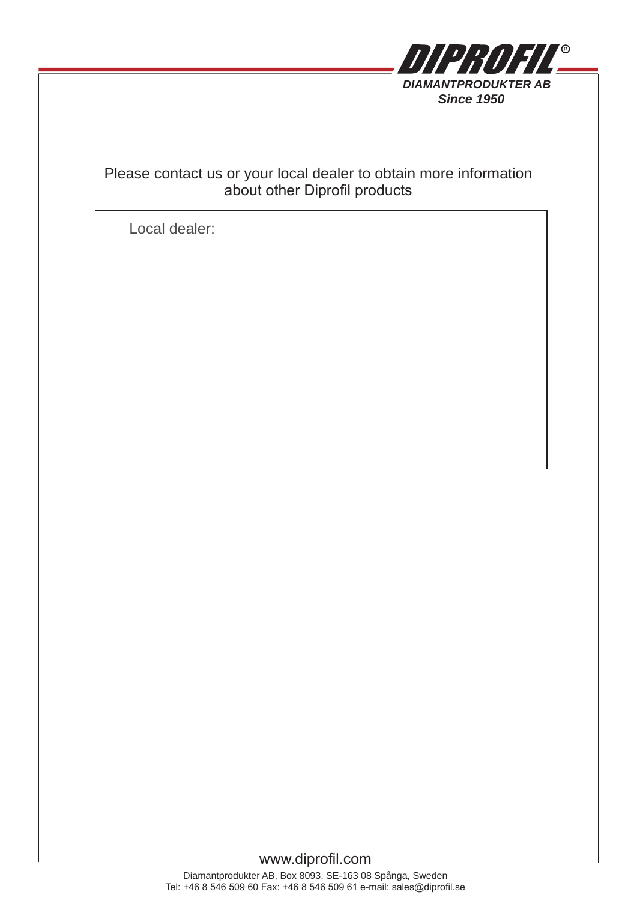**DIPROFIL®**
***DIAMANTPRODUKTER AB***
***Since 1950***

Please contact us or your local dealer to obtain more information about other Diprofil products

Local dealer:

www.diprofil.com

Diamantprodukter AB, Box 8093, SE-163 08 Spånga, Sweden
Tel: +46 8 546 509 60 Fax: +46 8 546 509 61 e-mail: sales@diprofil.se